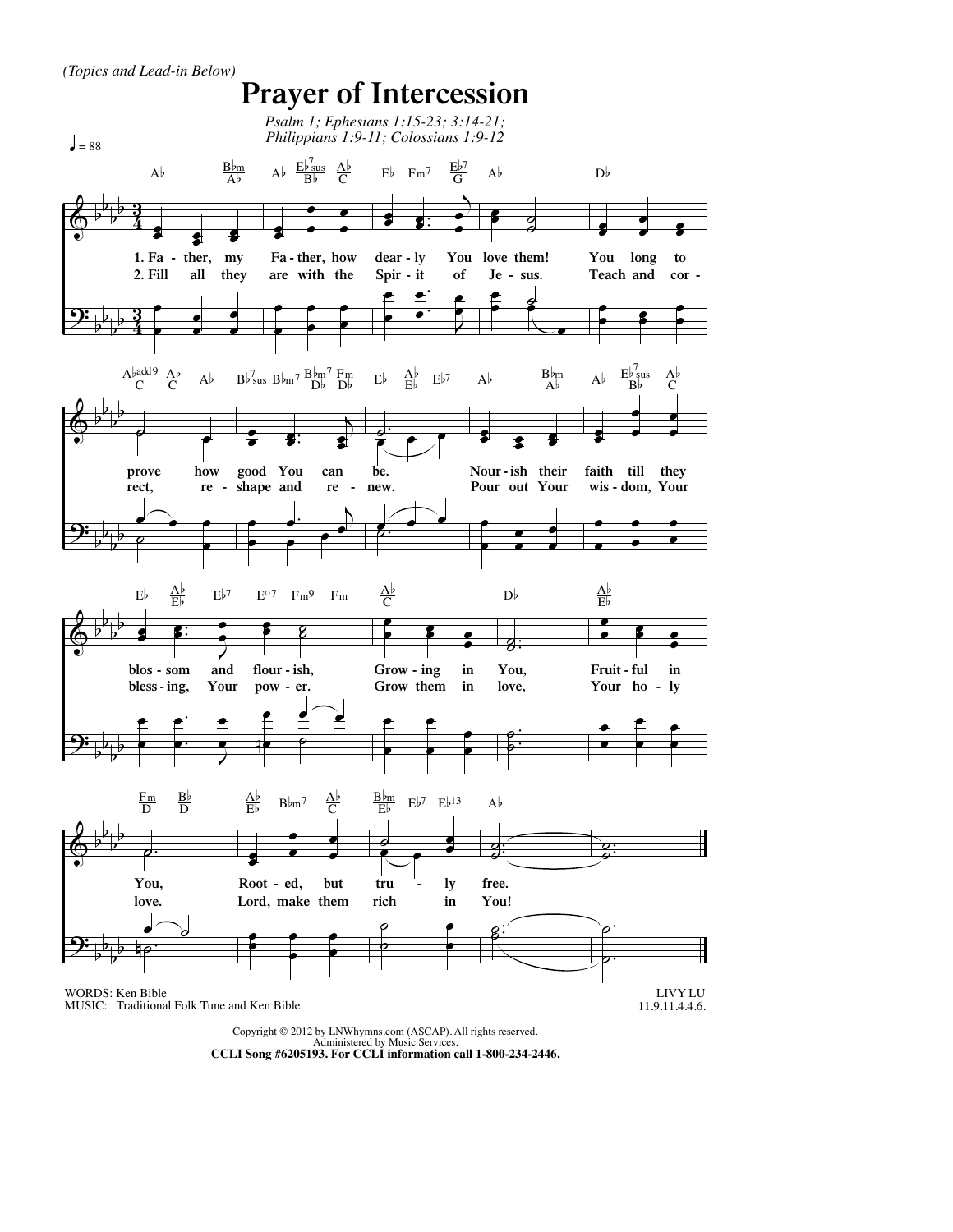*(Topics and Lead-in Below)*

# Prayer of Intercession

*Psalm 1; Ephesians 1:15-23; 3:14-21; Philippians 1:9-11; Colossians 1:9-12*

♩ = 88

1. Father, my Father, how dearly You love them! You long to prove how good You can be. Nourish their faith till they blossom and flourish, Growing in You, Fruitful in You, Rooted, but truly free.

2. Fill all they are with the Spirit of Jesus. Teach and correct, reshape and renew. Pour out Your wisdom, Your blessing, Your power. Grow them in love, Your holy love. Lord, make them rich in You!

WORDS: Ken Bible
MUSIC: Traditional Folk Tune and Ken Bible

LIVY LU
11.9.11.4.4.6.

Copyright © 2012 by LNWhymns.com (ASCAP). All rights reserved.
Administered by Music Services.
**CCLI Song #6205193. For CCLI information call 1-800-234-2446.**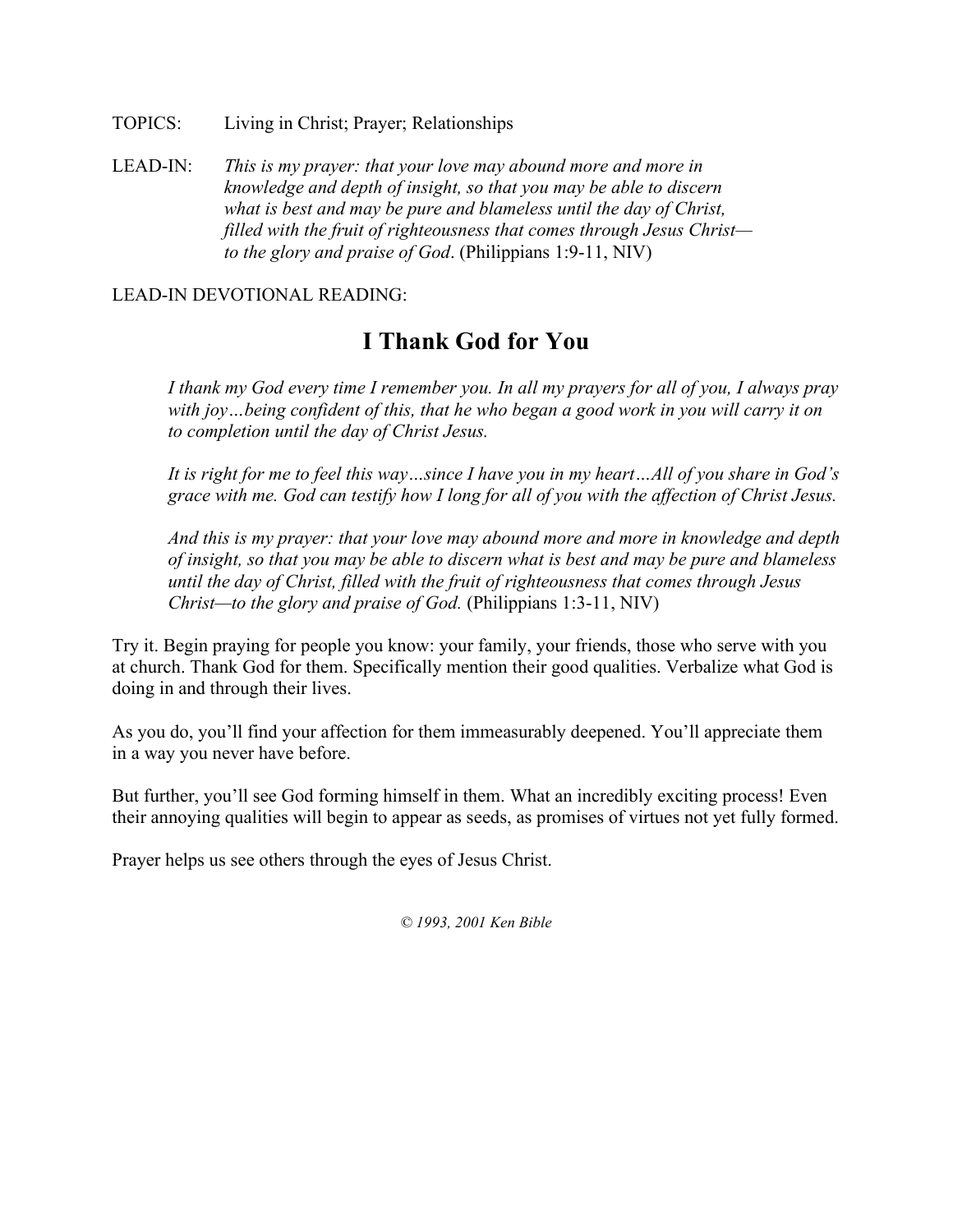TOPICS: Living in Christ; Prayer; Relationships

LEAD-IN: *This is my prayer: that your love may abound more and more in knowledge and depth of insight, so that you may be able to discern what is best and may be pure and blameless until the day of Christ, filled with the fruit of righteousness that comes through Jesus Christ—to the glory and praise of God*. (Philippians 1:9-11, NIV)

LEAD-IN DEVOTIONAL READING:

## I Thank God for You

> *I thank my God every time I remember you. In all my prayers for all of you, I always pray with joy…being confident of this, that he who began a good work in you will carry it on to completion until the day of Christ Jesus.*
>
> *It is right for me to feel this way…since I have you in my heart…All of you share in God's grace with me. God can testify how I long for all of you with the affection of Christ Jesus.*
>
> *And this is my prayer: that your love may abound more and more in knowledge and depth of insight, so that you may be able to discern what is best and may be pure and blameless until the day of Christ, filled with the fruit of righteousness that comes through Jesus Christ—to the glory and praise of God.* (Philippians 1:3-11, NIV)

Try it. Begin praying for people you know: your family, your friends, those who serve with you at church. Thank God for them. Specifically mention their good qualities. Verbalize what God is doing in and through their lives.

As you do, you'll find your affection for them immeasurably deepened. You'll appreciate them in a way you never have before.

But further, you'll see God forming himself in them. What an incredibly exciting process! Even their annoying qualities will begin to appear as seeds, as promises of virtues not yet fully formed.

Prayer helps us see others through the eyes of Jesus Christ.

*© 1993, 2001 Ken Bible*